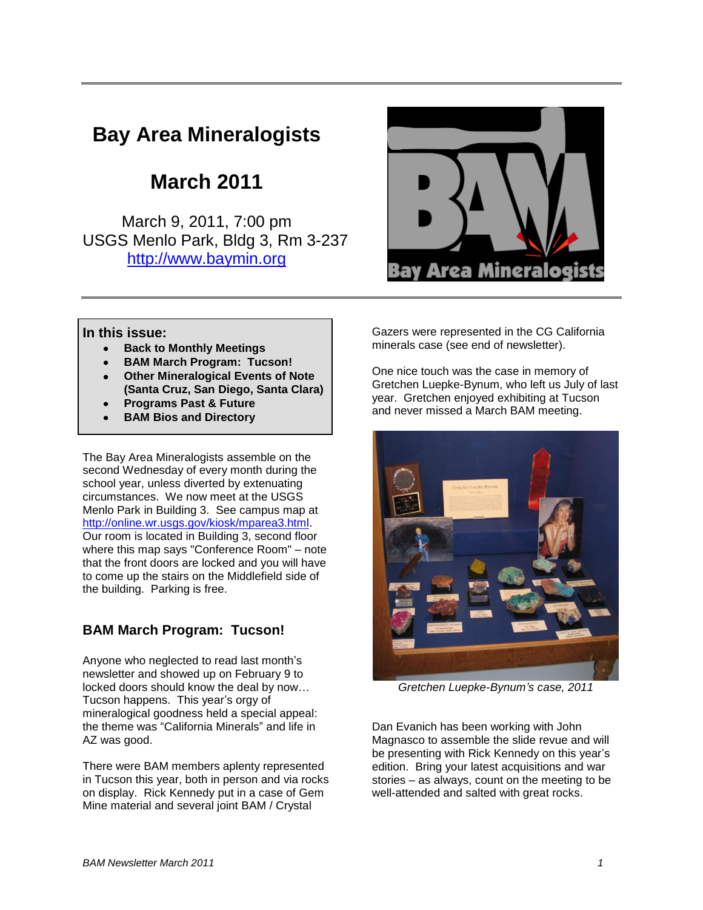# Bay Area Mineralogists

## March 2011

March 9, 2011, 7:00 pm
USGS Menlo Park, Bldg 3, Rm 3-237
http://www.baymin.org

**In this issue:**

- **Back to Monthly Meetings**
- **BAM March Program: Tucson!**
- **Other Mineralogical Events of Note (Santa Cruz, San Diego, Santa Clara)**
- **Programs Past & Future**
- **BAM Bios and Directory**

The Bay Area Mineralogists assemble on the second Wednesday of every month during the school year, unless diverted by extenuating circumstances. We now meet at the USGS Menlo Park in Building 3. See campus map at http://online.wr.usgs.gov/kiosk/mparea3.html. Our room is located in Building 3, second floor where this map says "Conference Room" – note that the front doors are locked and you will have to come up the stairs on the Middlefield side of the building. Parking is free.

### BAM March Program: Tucson!

Anyone who neglected to read last month's newsletter and showed up on February 9 to locked doors should know the deal by now… Tucson happens. This year's orgy of mineralogical goodness held a special appeal: the theme was "California Minerals" and life in AZ was good.

There were BAM members aplenty represented in Tucson this year, both in person and via rocks on display. Rick Kennedy put in a case of Gem Mine material and several joint BAM / Crystal Gazers were represented in the CG California minerals case (see end of newsletter).

One nice touch was the case in memory of Gretchen Luepke-Bynum, who left us July of last year. Gretchen enjoyed exhibiting at Tucson and never missed a March BAM meeting.

*Gretchen Luepke-Bynum's case, 2011*

Dan Evanich has been working with John Magnasco to assemble the slide revue and will be presenting with Rick Kennedy on this year's edition. Bring your latest acquisitions and war stories – as always, count on the meeting to be well-attended and salted with great rocks.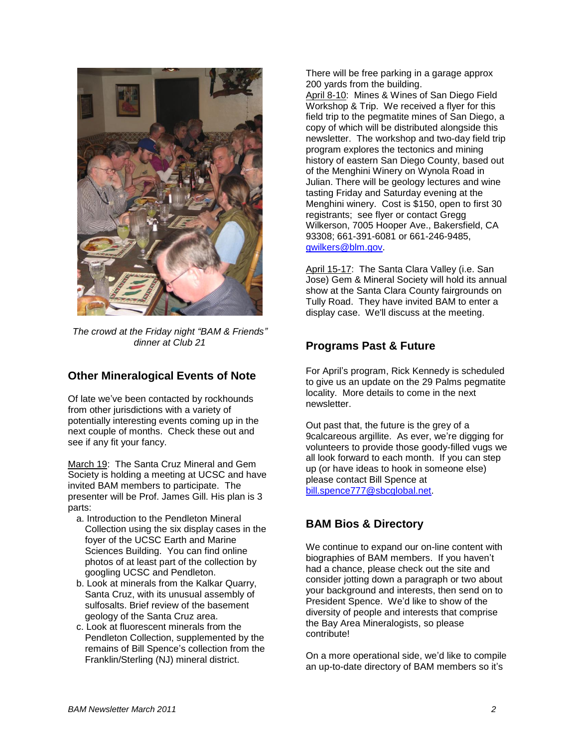*The crowd at the Friday night "BAM & Friends" dinner at Club 21*

## Other Mineralogical Events of Note

Of late we've been contacted by rockhounds from other jurisdictions with a variety of potentially interesting events coming up in the next couple of months. Check these out and see if any fit your fancy.

March 19: The Santa Cruz Mineral and Gem Society is holding a meeting at UCSC and have invited BAM members to participate. The presenter will be Prof. James Gill. His plan is 3 parts:

a. Introduction to the Pendleton Mineral Collection using the six display cases in the foyer of the UCSC Earth and Marine Sciences Building. You can find online photos of at least part of the collection by googling UCSC and Pendleton.
b. Look at minerals from the Kalkar Quarry, Santa Cruz, with its unusual assembly of sulfosalts. Brief review of the basement geology of the Santa Cruz area.
c. Look at fluorescent minerals from the Pendleton Collection, supplemented by the remains of Bill Spence's collection from the Franklin/Sterling (NJ) mineral district.

There will be free parking in a garage approx 200 yards from the building.

April 8-10: Mines & Wines of San Diego Field Workshop & Trip. We received a flyer for this field trip to the pegmatite mines of San Diego, a copy of which will be distributed alongside this newsletter. The workshop and two-day field trip program explores the tectonics and mining history of eastern San Diego County, based out of the Menghini Winery on Wynola Road in Julian. There will be geology lectures and wine tasting Friday and Saturday evening at the Menghini winery. Cost is $150, open to first 30 registrants; see flyer or contact Gregg Wilkerson, 7005 Hooper Ave., Bakersfield, CA 93308; 661-391-6081 or 661-246-9485, gwilkers@blm.gov.

April 15-17: The Santa Clara Valley (i.e. San Jose) Gem & Mineral Society will hold its annual show at the Santa Clara County fairgrounds on Tully Road. They have invited BAM to enter a display case. We'll discuss at the meeting.

## Programs Past & Future

For April's program, Rick Kennedy is scheduled to give us an update on the 29 Palms pegmatite locality. More details to come in the next newsletter.

Out past that, the future is the grey of a 9calcareous argillite. As ever, we're digging for volunteers to provide those goody-filled vugs we all look forward to each month. If you can step up (or have ideas to hook in someone else) please contact Bill Spence at bill.spence777@sbcglobal.net.

## BAM Bios & Directory

We continue to expand our on-line content with biographies of BAM members. If you haven't had a chance, please check out the site and consider jotting down a paragraph or two about your background and interests, then send on to President Spence. We'd like to show of the diversity of people and interests that comprise the Bay Area Mineralogists, so please contribute!

On a more operational side, we'd like to compile an up-to-date directory of BAM members so it's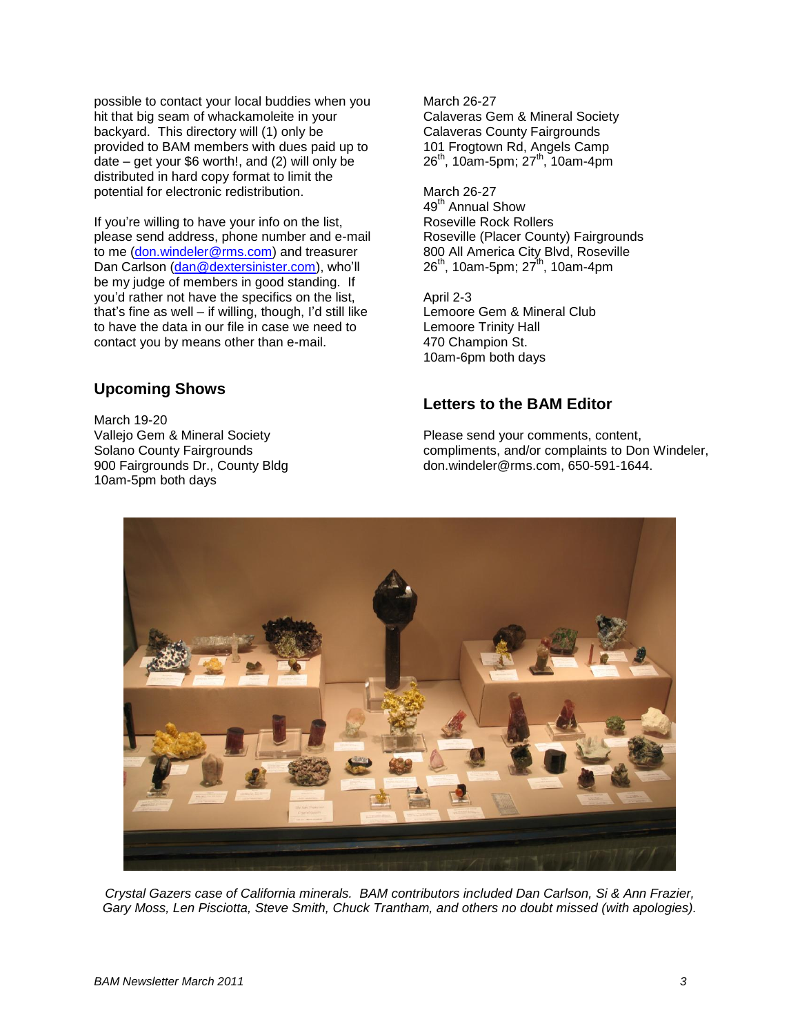possible to contact your local buddies when you hit that big seam of whackamoleite in your backyard. This directory will (1) only be provided to BAM members with dues paid up to date – get your $6 worth!, and (2) will only be distributed in hard copy format to limit the potential for electronic redistribution.

If you're willing to have your info on the list, please send address, phone number and e-mail to me (don.windeler@rms.com) and treasurer Dan Carlson (dan@dextersinister.com), who'll be my judge of members in good standing. If you'd rather not have the specifics on the list, that's fine as well – if willing, though, I'd still like to have the data in our file in case we need to contact you by means other than e-mail.

## Upcoming Shows

March 19-20
Vallejo Gem & Mineral Society
Solano County Fairgrounds
900 Fairgrounds Dr., County Bldg
10am-5pm both days

March 26-27
Calaveras Gem & Mineral Society
Calaveras County Fairgrounds
101 Frogtown Rd, Angels Camp
26th, 10am-5pm; 27th, 10am-4pm

March 26-27
49th Annual Show
Roseville Rock Rollers
Roseville (Placer County) Fairgrounds
800 All America City Blvd, Roseville
26th, 10am-5pm; 27th, 10am-4pm

April 2-3
Lemoore Gem & Mineral Club
Lemoore Trinity Hall
470 Champion St.
10am-6pm both days

## Letters to the BAM Editor

Please send your comments, content, compliments, and/or complaints to Don Windeler, don.windeler@rms.com, 650-591-1644.

*Crystal Gazers case of California minerals. BAM contributors included Dan Carlson, Si & Ann Frazier, Gary Moss, Len Pisciotta, Steve Smith, Chuck Trantham, and others no doubt missed (with apologies).*